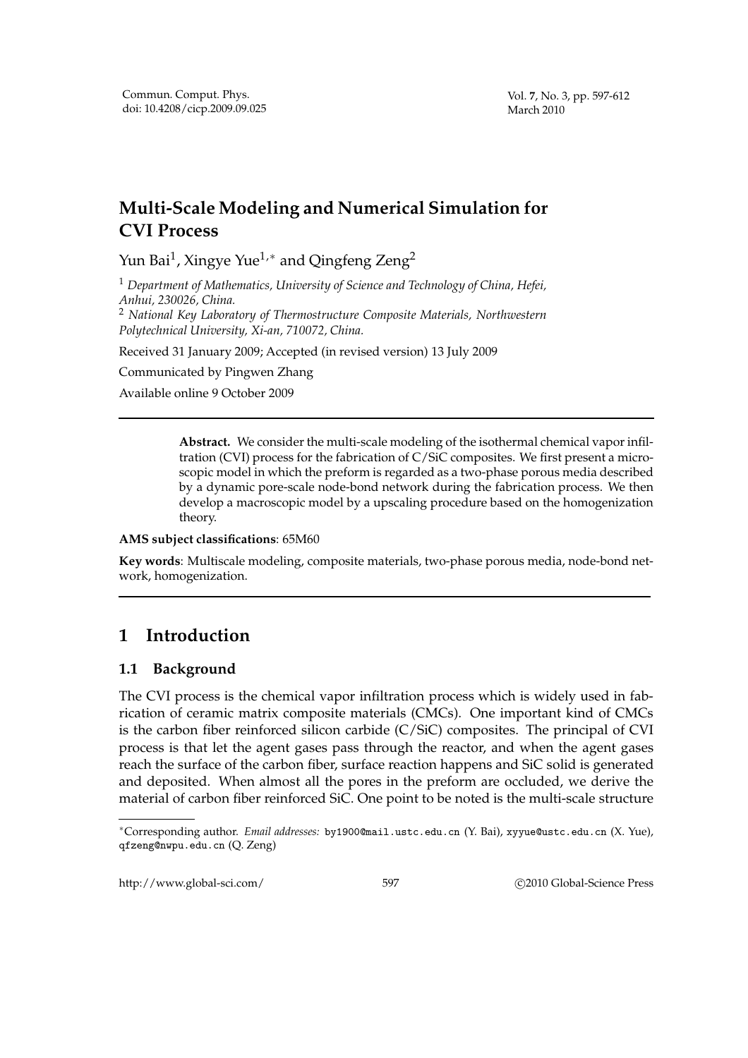# Multi-Scale Modeling and Numerical Simulation for CVI Process

Yun Bai[1], Xingye Yue[1,*] and Qingfeng Zeng[2]

[1] *Department of Mathematics, University of Science and Technology of China, Hefei, Anhui, 230026, China.*

[2] *National Key Laboratory of Thermostructure Composite Materials, Northwestern Polytechnical University, Xi-an, 710072, China.*

Received 31 January 2009; Accepted (in revised version) 13 July 2009

Communicated by Pingwen Zhang

Available online 9 October 2009

---

**Abstract.** We consider the multi-scale modeling of the isothermal chemical vapor infiltration (CVI) process for the fabrication of C/SiC composites. We first present a microscopic model in which the preform is regarded as a two-phase porous media described by a dynamic pore-scale node-bond network during the fabrication process. We then develop a macroscopic model by a upscaling procedure based on the homogenization theory.

**AMS subject classifications**: 65M60

**Key words**: Multiscale modeling, composite materials, two-phase porous media, node-bond network, homogenization.

---

## 1 Introduction

### 1.1 Background

The CVI process is the chemical vapor infiltration process which is widely used in fabrication of ceramic matrix composite materials (CMCs). One important kind of CMCs is the carbon fiber reinforced silicon carbide (C/SiC) composites. The principal of CVI process is that let the agent gases pass through the reactor, and when the agent gases reach the surface of the carbon fiber, surface reaction happens and SiC solid is generated and deposited. When almost all the pores in the preform are occluded, we derive the material of carbon fiber reinforced SiC. One point to be noted is the multi-scale structure

---

*Corresponding author. *Email addresses:* by1900@mail.ustc.edu.cn (Y. Bai), xyyue@ustc.edu.cn (X. Yue), qfzeng@nwpu.edu.cn (Q. Zeng)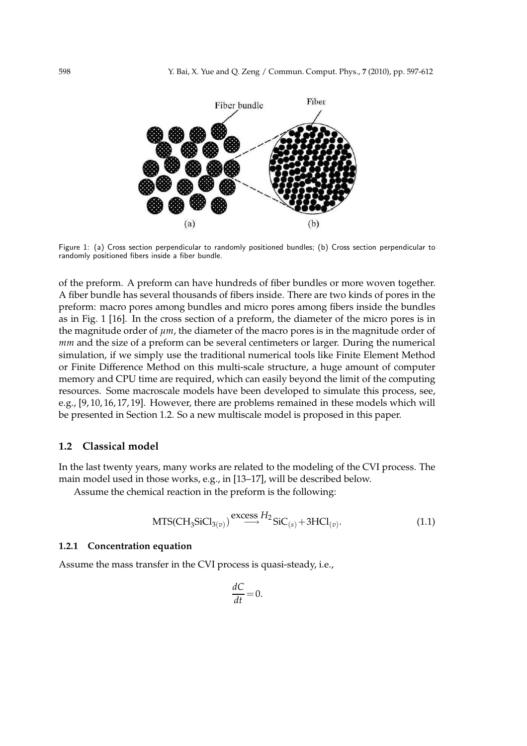Figure 1: (a) Cross section perpendicular to randomly positioned bundles; (b) Cross section perpendicular to randomly positioned fibers inside a fiber bundle.

of the preform. A preform can have hundreds of fiber bundles or more woven together. A fiber bundle has several thousands of fibers inside. There are two kinds of pores in the preform: macro pores among bundles and micro pores among fibers inside the bundles as in Fig. 1 [16]. In the cross section of a preform, the diameter of the micro pores is in the magnitude order of $\mu m$, the diameter of the macro pores is in the magnitude order of $mm$ and the size of a preform can be several centimeters or larger. During the numerical simulation, if we simply use the traditional numerical tools like Finite Element Method or Finite Difference Method on this multi-scale structure, a huge amount of computer memory and CPU time are required, which can easily beyond the limit of the computing resources. Some macroscale models have been developed to simulate this process, see, e.g., [9,10,16,17,19]. However, there are problems remained in these models which will be presented in Section 1.2. So a new multiscale model is proposed in this paper.

## 1.2 Classical model

In the last twenty years, many works are related to the modeling of the CVI process. The main model used in those works, e.g., in [13–17], will be described below.

Assume the chemical reaction in the preform is the following:

$$\mathrm{MTS}(\mathrm{CH_3SiCl}_{3(v)}) \overset{\text{excess } H_2}{\longrightarrow} \mathrm{SiC}_{(s)} + 3\mathrm{HCl}_{(v)}. \tag{1.1}$$

### 1.2.1 Concentration equation

Assume the mass transfer in the CVI process is quasi-steady, i.e.,

$$\frac{dC}{dt} = 0.$$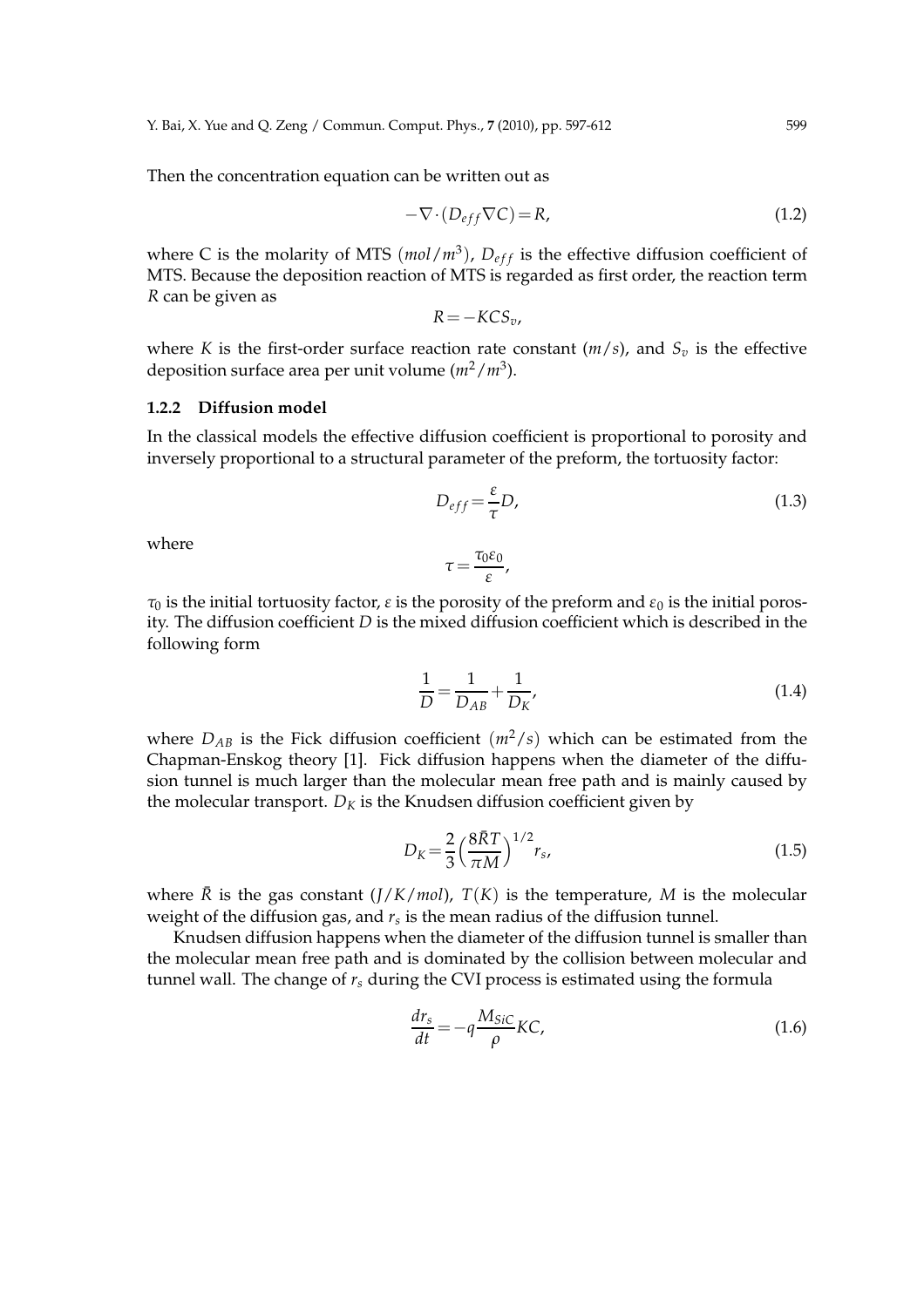Then the concentration equation can be written out as

$$-\nabla \cdot (D_{eff} \nabla C) = R, \tag{1.2}$$

where C is the molarity of MTS $(mol/m^3)$, $D_{eff}$ is the effective diffusion coefficient of MTS. Because the deposition reaction of MTS is regarded as first order, the reaction term $R$ can be given as

$$R = -KCS_v,$$

where $K$ is the first-order surface reaction rate constant ($m/s$), and $S_v$ is the effective deposition surface area per unit volume ($m^2/m^3$).

### 1.2.2 Diffusion model

In the classical models the effective diffusion coefficient is proportional to porosity and inversely proportional to a structural parameter of the preform, the tortuosity factor:

$$D_{eff} = \frac{\varepsilon}{\tau} D, \tag{1.3}$$

where

$$\tau = \frac{\tau_0 \varepsilon_0}{\varepsilon},$$

$\tau_0$ is the initial tortuosity factor, $\varepsilon$ is the porosity of the preform and $\varepsilon_0$ is the initial porosity. The diffusion coefficient $D$ is the mixed diffusion coefficient which is described in the following form

$$\frac{1}{D} = \frac{1}{D_{AB}} + \frac{1}{D_K}, \tag{1.4}$$

where $D_{AB}$ is the Fick diffusion coefficient $(m^2/s)$ which can be estimated from the Chapman-Enskog theory [1]. Fick diffusion happens when the diameter of the diffusion tunnel is much larger than the molecular mean free path and is mainly caused by the molecular transport. $D_K$ is the Knudsen diffusion coefficient given by

$$D_K = \frac{2}{3} \left( \frac{8\bar{R}T}{\pi M} \right)^{1/2} r_s, \tag{1.5}$$

where $\bar{R}$ is the gas constant ($J/K/mol$), $T(K)$ is the temperature, $M$ is the molecular weight of the diffusion gas, and $r_s$ is the mean radius of the diffusion tunnel.

Knudsen diffusion happens when the diameter of the diffusion tunnel is smaller than the molecular mean free path and is dominated by the collision between molecular and tunnel wall. The change of $r_s$ during the CVI process is estimated using the formula

$$\frac{dr_s}{dt} = -q \frac{M_{SiC}}{\rho} KC, \tag{1.6}$$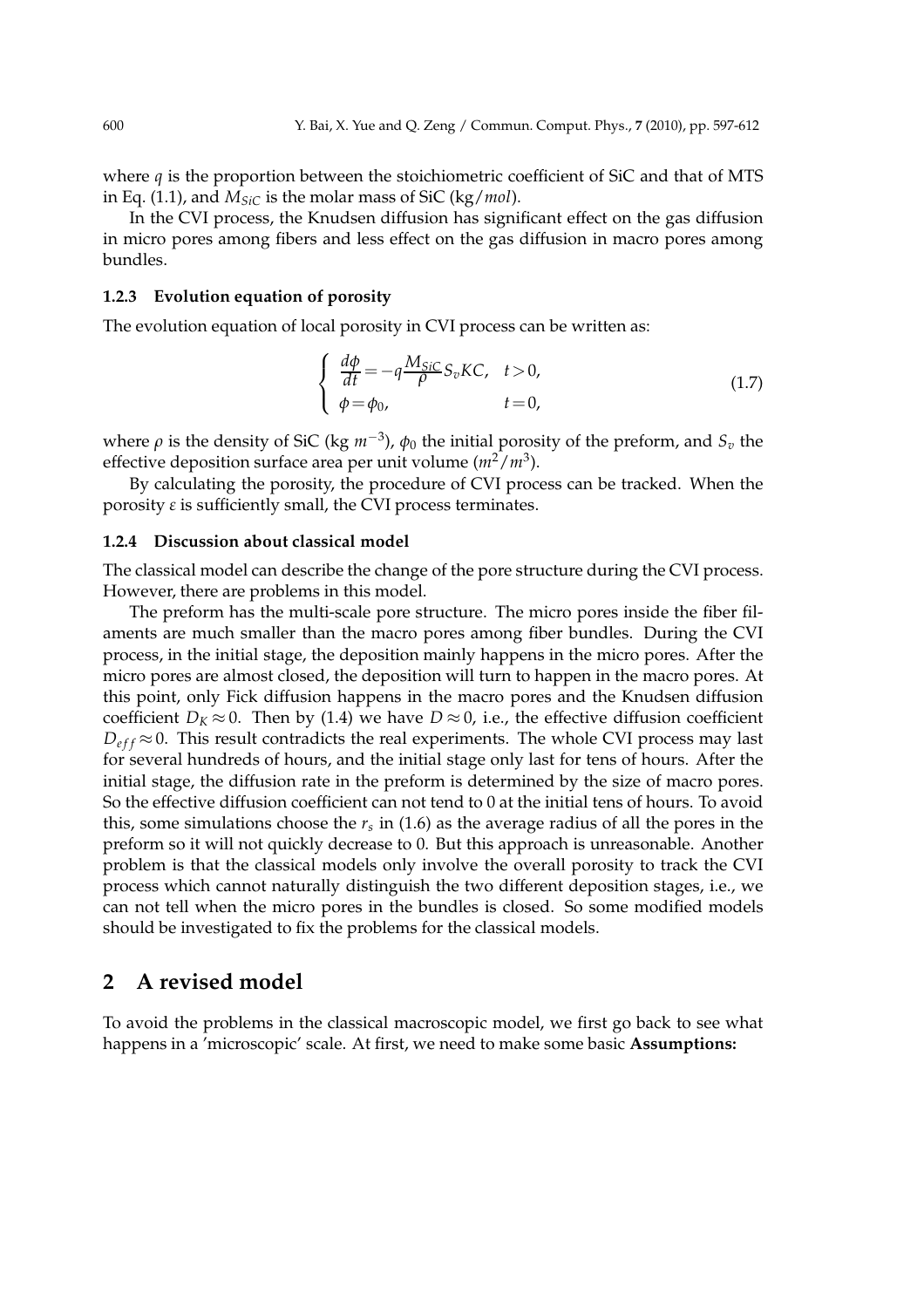where $q$ is the proportion between the stoichiometric coefficient of SiC and that of MTS in Eq. (1.1), and $M_{SiC}$ is the molar mass of SiC (kg/$mol$).

In the CVI process, the Knudsen diffusion has significant effect on the gas diffusion in micro pores among fibers and less effect on the gas diffusion in macro pores among bundles.

#### 1.2.3 Evolution equation of porosity

The evolution equation of local porosity in CVI process can be written as:

$$\begin{cases} \frac{d\phi}{dt} = -q\frac{M_{SiC}}{\rho}S_v KC, & t > 0, \\ \phi = \phi_0, & t = 0, \end{cases} \tag{1.7}$$

where $\rho$ is the density of SiC (kg $m^{-3}$), $\phi_0$ the initial porosity of the preform, and $S_v$ the effective deposition surface area per unit volume ($m^2/m^3$).

By calculating the porosity, the procedure of CVI process can be tracked. When the porosity $\varepsilon$ is sufficiently small, the CVI process terminates.

#### 1.2.4 Discussion about classical model

The classical model can describe the change of the pore structure during the CVI process. However, there are problems in this model.

The preform has the multi-scale pore structure. The micro pores inside the fiber filaments are much smaller than the macro pores among fiber bundles. During the CVI process, in the initial stage, the deposition mainly happens in the micro pores. After the micro pores are almost closed, the deposition will turn to happen in the macro pores. At this point, only Fick diffusion happens in the macro pores and the Knudsen diffusion coefficient $D_K \approx 0$. Then by (1.4) we have $D \approx 0$, i.e., the effective diffusion coefficient $D_{eff} \approx 0$. This result contradicts the real experiments. The whole CVI process may last for several hundreds of hours, and the initial stage only last for tens of hours. After the initial stage, the diffusion rate in the preform is determined by the size of macro pores. So the effective diffusion coefficient can not tend to 0 at the initial tens of hours. To avoid this, some simulations choose the $r_s$ in (1.6) as the average radius of all the pores in the preform so it will not quickly decrease to 0. But this approach is unreasonable. Another problem is that the classical models only involve the overall porosity to track the CVI process which cannot naturally distinguish the two different deposition stages, i.e., we can not tell when the micro pores in the bundles is closed. So some modified models should be investigated to fix the problems for the classical models.

## 2 A revised model

To avoid the problems in the classical macroscopic model, we first go back to see what happens in a 'microscopic' scale. At first, we need to make some basic **Assumptions:**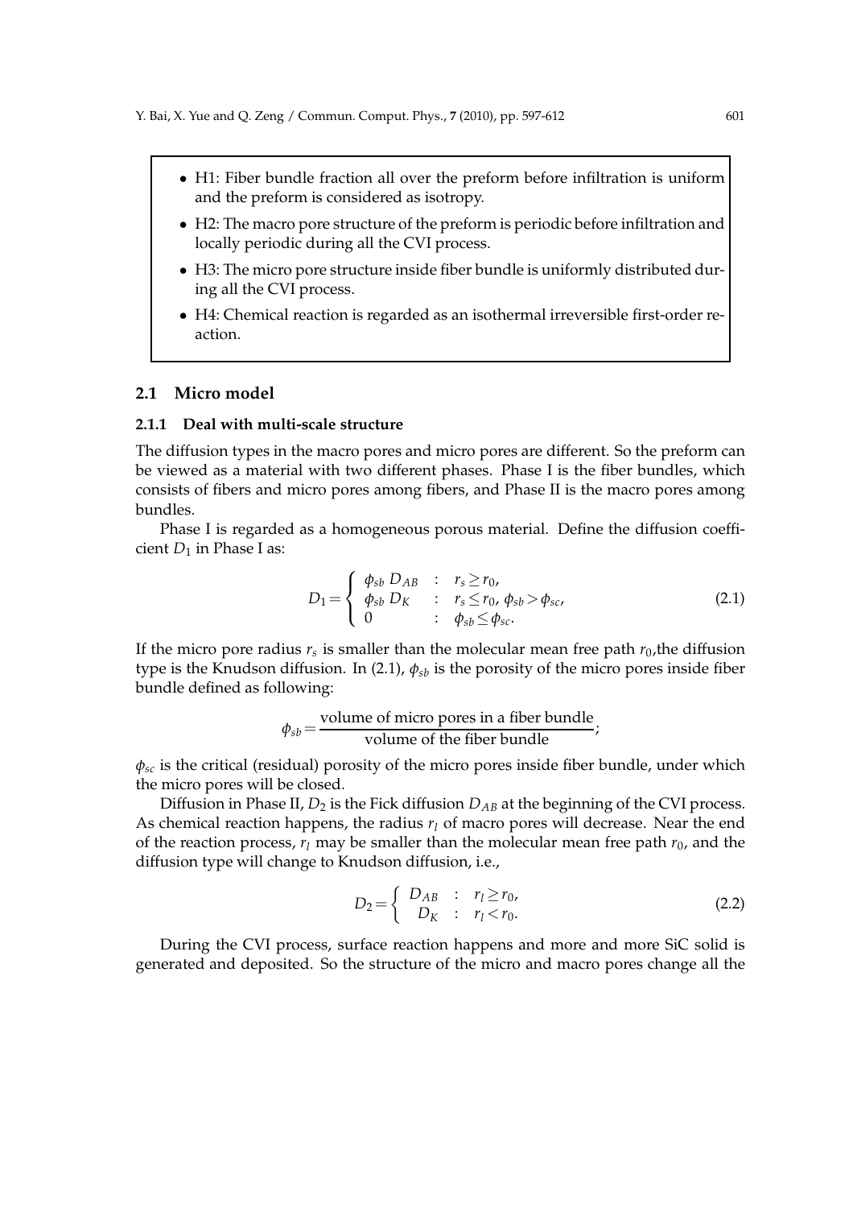- H1: Fiber bundle fraction all over the preform before infiltration is uniform and the preform is considered as isotropy.
- H2: The macro pore structure of the preform is periodic before infiltration and locally periodic during all the CVI process.
- H3: The micro pore structure inside fiber bundle is uniformly distributed during all the CVI process.
- H4: Chemical reaction is regarded as an isothermal irreversible first-order reaction.

## 2.1 Micro model

### 2.1.1 Deal with multi-scale structure

The diffusion types in the macro pores and micro pores are different. So the preform can be viewed as a material with two different phases. Phase I is the fiber bundles, which consists of fibers and micro pores among fibers, and Phase II is the macro pores among bundles.

Phase I is regarded as a homogeneous porous material. Define the diffusion coefficient $D_1$ in Phase I as:

$$D_1 = \begin{cases} \phi_{sb}\, D_{AB} & : \quad r_s \geq r_0, \\ \phi_{sb}\, D_K & : \quad r_s \leq r_0,\ \phi_{sb} > \phi_{sc}, \\ 0 & : \quad \phi_{sb} \leq \phi_{sc}. \end{cases} \tag{2.1}$$

If the micro pore radius $r_s$ is smaller than the molecular mean free path $r_0$,the diffusion type is the Knudson diffusion. In (2.1), $\phi_{sb}$ is the porosity of the micro pores inside fiber bundle defined as following:

$$\phi_{sb} = \frac{\text{volume of micro pores in a fiber bundle}}{\text{volume of the fiber bundle}};$$

$\phi_{sc}$ is the critical (residual) porosity of the micro pores inside fiber bundle, under which the micro pores will be closed.

Diffusion in Phase II, $D_2$ is the Fick diffusion $D_{AB}$ at the beginning of the CVI process. As chemical reaction happens, the radius $r_l$ of macro pores will decrease. Near the end of the reaction process, $r_l$ may be smaller than the molecular mean free path $r_0$, and the diffusion type will change to Knudson diffusion, i.e.,

$$D_2 = \begin{cases} D_{AB} & : \quad r_l \geq r_0, \\ D_K & : \quad r_l < r_0. \end{cases} \tag{2.2}$$

During the CVI process, surface reaction happens and more and more SiC solid is generated and deposited. So the structure of the micro and macro pores change all the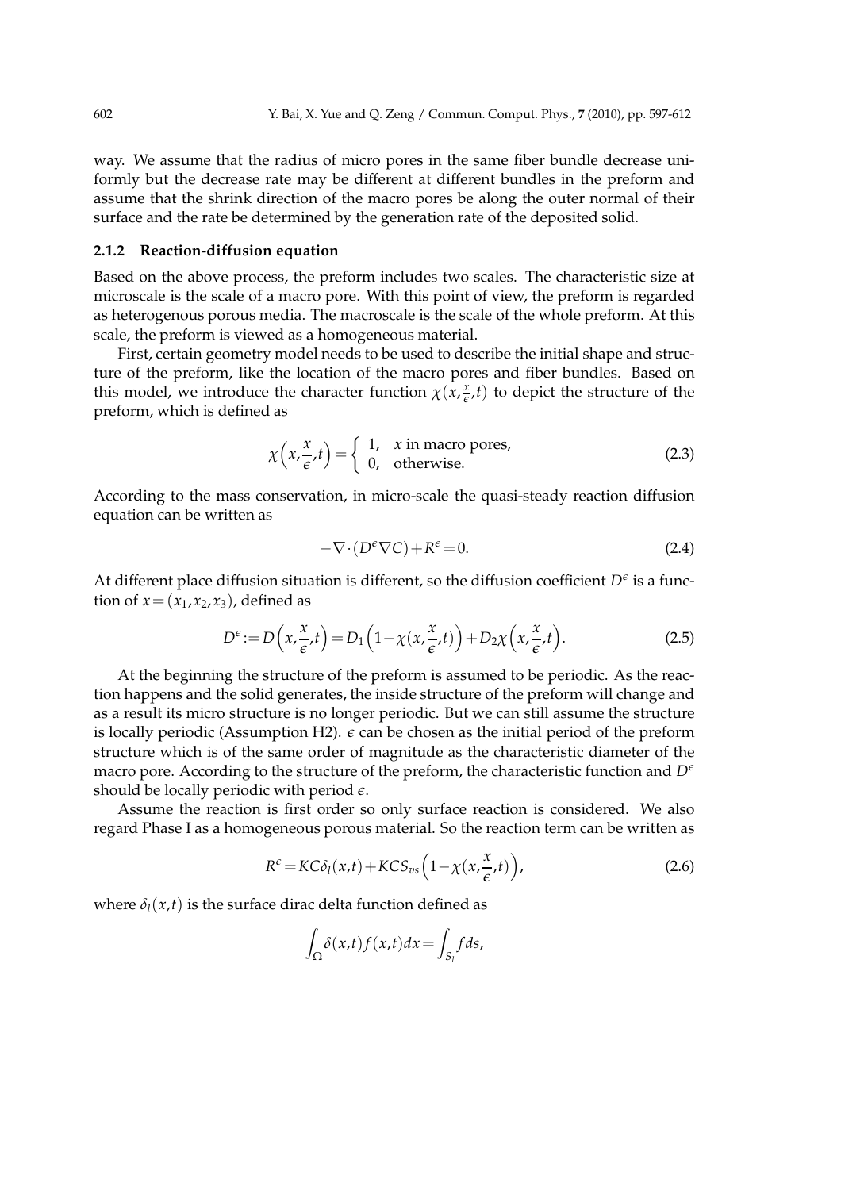way. We assume that the radius of micro pores in the same fiber bundle decrease uniformly but the decrease rate may be different at different bundles in the preform and assume that the shrink direction of the macro pores be along the outer normal of their surface and the rate be determined by the generation rate of the deposited solid.

### 2.1.2 Reaction-diffusion equation

Based on the above process, the preform includes two scales. The characteristic size at microscale is the scale of a macro pore. With this point of view, the preform is regarded as heterogenous porous media. The macroscale is the scale of the whole preform. At this scale, the preform is viewed as a homogeneous material.

First, certain geometry model needs to be used to describe the initial shape and structure of the preform, like the location of the macro pores and fiber bundles. Based on this model, we introduce the character function $\chi(x,\frac{x}{\epsilon},t)$ to depict the structure of the preform, which is defined as

$$\chi\Big(x,\frac{x}{\epsilon},t\Big)=\begin{cases}1, & x \text{ in macro pores},\\ 0, & \text{otherwise}.\end{cases} \tag{2.3}$$

According to the mass conservation, in micro-scale the quasi-steady reaction diffusion equation can be written as

$$-\nabla\cdot(D^{\epsilon}\nabla C)+R^{\epsilon}=0. \tag{2.4}$$

At different place diffusion situation is different, so the diffusion coefficient $D^{\epsilon}$ is a function of $x=(x_1,x_2,x_3)$, defined as

$$D^{\epsilon}:=D\Big(x,\frac{x}{\epsilon},t\Big)=D_1\Big(1-\chi(x,\frac{x}{\epsilon},t)\Big)+D_2\chi\Big(x,\frac{x}{\epsilon},t\Big). \tag{2.5}$$

At the beginning the structure of the preform is assumed to be periodic. As the reaction happens and the solid generates, the inside structure of the preform will change and as a result its micro structure is no longer periodic. But we can still assume the structure is locally periodic (Assumption H2). $\epsilon$ can be chosen as the initial period of the preform structure which is of the same order of magnitude as the characteristic diameter of the macro pore. According to the structure of the preform, the characteristic function and $D^{\epsilon}$ should be locally periodic with period $\epsilon$.

Assume the reaction is first order so only surface reaction is considered. We also regard Phase I as a homogeneous porous material. So the reaction term can be written as

$$R^{\epsilon}=KC\delta_l(x,t)+KCS_{vs}\Big(1-\chi(x,\frac{x}{\epsilon},t)\Big), \tag{2.6}$$

where $\delta_l(x,t)$ is the surface dirac delta function defined as

$$\int_{\Omega}\delta(x,t)f(x,t)dx=\int_{S_l}fds,$$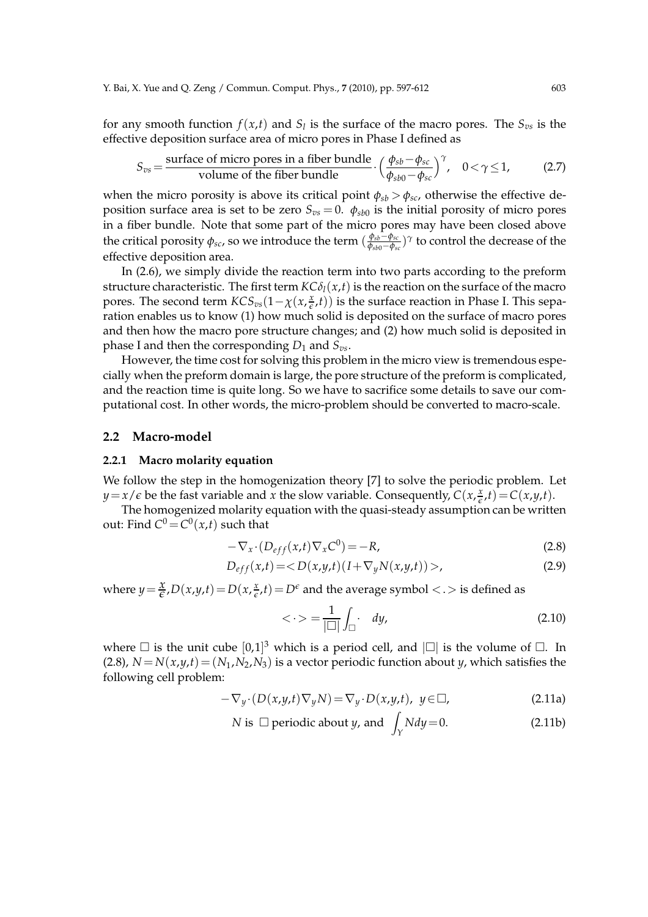for any smooth function $f(x,t)$ and $S_l$ is the surface of the macro pores. The $S_{vs}$ is the effective deposition surface area of micro pores in Phase I defined as

$$S_{vs} = \frac{\text{surface of micro pores in a fiber bundle}}{\text{volume of the fiber bundle}} \cdot \Big(\frac{\phi_{sb} - \phi_{sc}}{\phi_{sb0} - \phi_{sc}}\Big)^{\gamma}, \quad 0 < \gamma \le 1, \tag{2.7}$$

when the micro porosity is above its critical point $\phi_{sb} > \phi_{sc}$, otherwise the effective deposition surface area is set to be zero $S_{vs} = 0$. $\phi_{sb0}$ is the initial porosity of micro pores in a fiber bundle. Note that some part of the micro pores may have been closed above the critical porosity $\phi_{sc}$, so we introduce the term $(\frac{\phi_{sb} - \phi_{sc}}{\phi_{sb0} - \phi_{sc}})^{\gamma}$ to control the decrease of the effective deposition area.

In (2.6), we simply divide the reaction term into two parts according to the preform structure characteristic. The first term $KC\delta_l(x,t)$ is the reaction on the surface of the macro pores. The second term $KCS_{vs}(1 - \chi(x, \frac{x}{\epsilon}, t))$ is the surface reaction in Phase I. This separation enables us to know (1) how much solid is deposited on the surface of macro pores and then how the macro pore structure changes; and (2) how much solid is deposited in phase I and then the corresponding $D_1$ and $S_{vs}$.

However, the time cost for solving this problem in the micro view is tremendous especially when the preform domain is large, the pore structure of the preform is complicated, and the reaction time is quite long. So we have to sacrifice some details to save our computational cost. In other words, the micro-problem should be converted to macro-scale.

## 2.2 Macro-model

### 2.2.1 Macro molarity equation

We follow the step in the homogenization theory [7] to solve the periodic problem. Let $y = x/\epsilon$ be the fast variable and $x$ the slow variable. Consequently, $C(x, \frac{x}{\epsilon}, t) = C(x,y,t)$.

The homogenized molarity equation with the quasi-steady assumption can be written out: Find $C^0 = C^0(x,t)$ such that

$$-\nabla_x \cdot (D_{eff}(x,t) \nabla_x C^0) = -R, \tag{2.8}$$

$$D_{eff}(x,t) = < D(x,y,t)(I + \nabla_y N(x,y,t)) >, \tag{2.9}$$

where $y = \frac{x}{\epsilon}, D(x,y,t) = D(x, \frac{x}{\epsilon}, t) = D^{\epsilon}$ and the average symbol $< . >$ is defined as

$$< \cdot > = \frac{1}{|\square|} \int_{\square} \cdot \quad dy, \tag{2.10}$$

where $\square$ is the unit cube $[0,1]^3$ which is a period cell, and $|\square|$ is the volume of $\square$. In (2.8), $N = N(x,y,t) = (N_1, N_2, N_3)$ is a vector periodic function about $y$, which satisfies the following cell problem:

$$-\nabla_y \cdot (D(x,y,t) \nabla_y N) = \nabla_y \cdot D(x,y,t), \ \ y \in \square, \tag{2.11a}$$

$$N \text{ is } \square \text{ periodic about } y, \text{ and } \int_Y N dy = 0. \tag{2.11b}$$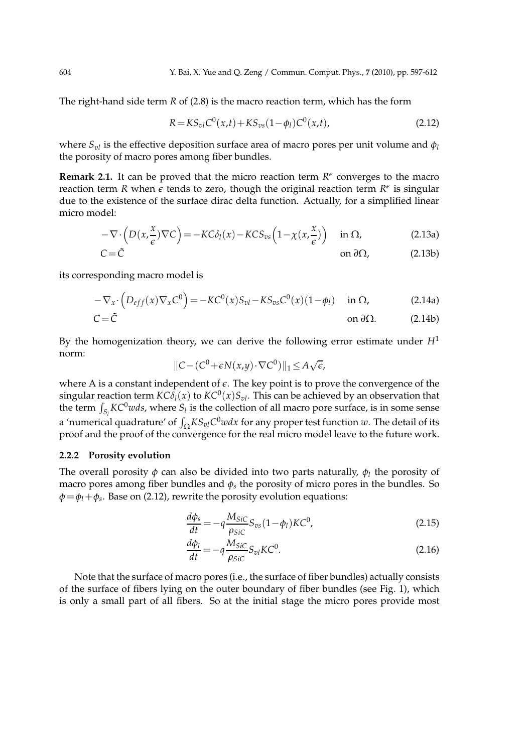The right-hand side term $R$ of (2.8) is the macro reaction term, which has the form

$$R = KS_{vl}C^0(x,t) + KS_{vs}(1-\phi_l)C^0(x,t), \tag{2.12}$$

where $S_{vl}$ is the effective deposition surface area of macro pores per unit volume and $\phi_l$ the porosity of macro pores among fiber bundles.

**Remark 2.1.** It can be proved that the micro reaction term $R^\epsilon$ converges to the macro reaction term $R$ when $\epsilon$ tends to zero, though the original reaction term $R^\epsilon$ is singular due to the existence of the surface dirac delta function. Actually, for a simplified linear micro model:

$$-\nabla \cdot \Big(D(x,\frac{x}{\epsilon})\nabla C\Big) = -KC\delta_l(x) - KCS_{vs}\Big(1-\chi(x,\frac{x}{\epsilon})\Big) \quad \text{in } \Omega, \tag{2.13a}$$

$$C = \tilde{C} \quad \text{on } \partial\Omega, \tag{2.13b}$$

its corresponding macro model is

$$-\nabla_x \cdot \Big(D_{eff}(x)\nabla_x C^0\Big) = -KC^0(x)S_{vl} - KS_{vs}C^0(x)(1-\phi_l) \quad \text{in } \Omega, \tag{2.14a}$$

$$C = \tilde{C} \quad \text{on } \partial\Omega. \tag{2.14b}$$

By the homogenization theory, we can derive the following error estimate under $H^1$ norm:

$$\|C - (C^0 + \epsilon N(x,y)\cdot\nabla C^0)\|_1 \leq A\sqrt{\epsilon},$$

where A is a constant independent of $\epsilon$. The key point is to prove the convergence of the singular reaction term $KC\delta_l(x)$ to $KC^0(x)S_{vl}$. This can be achieved by an observation that the term $\int_{S_l} KC^0 w ds$, where $S_l$ is the collection of all macro pore surface, is in some sense a 'numerical quadrature' of $\int_\Omega KS_{vl}C^0 w dx$ for any proper test function $w$. The detail of its proof and the proof of the convergence for the real micro model leave to the future work.

### 2.2.2 Porosity evolution

The overall porosity $\phi$ can also be divided into two parts naturally, $\phi_l$ the porosity of macro pores among fiber bundles and $\phi_s$ the porosity of micro pores in the bundles. So $\phi = \phi_l + \phi_s$. Base on (2.12), rewrite the porosity evolution equations:

$$\frac{d\phi_s}{dt} = -q\frac{M_{SiC}}{\rho_{SiC}}S_{vs}(1-\phi_l)KC^0, \tag{2.15}$$

$$\frac{d\phi_l}{dt} = -q\frac{M_{SiC}}{\rho_{SiC}}S_{vl}KC^0. \tag{2.16}$$

Note that the surface of macro pores (i.e., the surface of fiber bundles) actually consists of the surface of fibers lying on the outer boundary of fiber bundles (see Fig. 1), which is only a small part of all fibers. So at the initial stage the micro pores provide most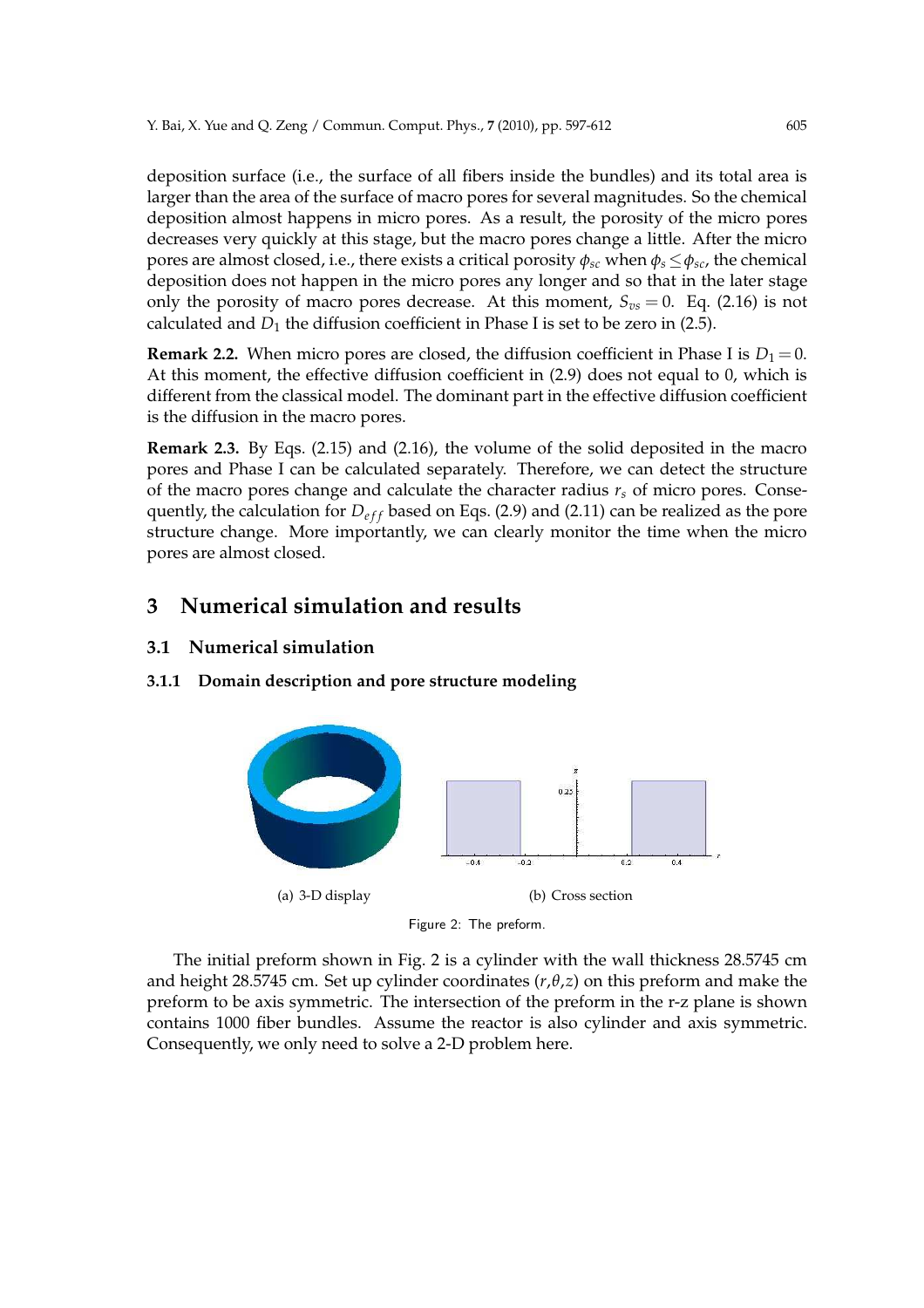deposition surface (i.e., the surface of all fibers inside the bundles) and its total area is larger than the area of the surface of macro pores for several magnitudes. So the chemical deposition almost happens in micro pores. As a result, the porosity of the micro pores decreases very quickly at this stage, but the macro pores change a little. After the micro pores are almost closed, i.e., there exists a critical porosity $\phi_{sc}$ when $\phi_s \leq \phi_{sc}$, the chemical deposition does not happen in the micro pores any longer and so that in the later stage only the porosity of macro pores decrease. At this moment, $S_{vs} = 0$. Eq. (2.16) is not calculated and $D_1$ the diffusion coefficient in Phase I is set to be zero in (2.5).

**Remark 2.2.** When micro pores are closed, the diffusion coefficient in Phase I is $D_1 = 0$. At this moment, the effective diffusion coefficient in (2.9) does not equal to 0, which is different from the classical model. The dominant part in the effective diffusion coefficient is the diffusion in the macro pores.

**Remark 2.3.** By Eqs. (2.15) and (2.16), the volume of the solid deposited in the macro pores and Phase I can be calculated separately. Therefore, we can detect the structure of the macro pores change and calculate the character radius $r_s$ of micro pores. Consequently, the calculation for $D_{eff}$ based on Eqs. (2.9) and (2.11) can be realized as the pore structure change. More importantly, we can clearly monitor the time when the micro pores are almost closed.

## 3 Numerical simulation and results

### 3.1 Numerical simulation

#### 3.1.1 Domain description and pore structure modeling

(a) 3-D display

(b) Cross section

Figure 2: The preform.

The initial preform shown in Fig. 2 is a cylinder with the wall thickness 28.5745 cm and height 28.5745 cm. Set up cylinder coordinates $(r,\theta,z)$ on this preform and make the preform to be axis symmetric. The intersection of the preform in the r-z plane is shown contains 1000 fiber bundles. Assume the reactor is also cylinder and axis symmetric. Consequently, we only need to solve a 2-D problem here.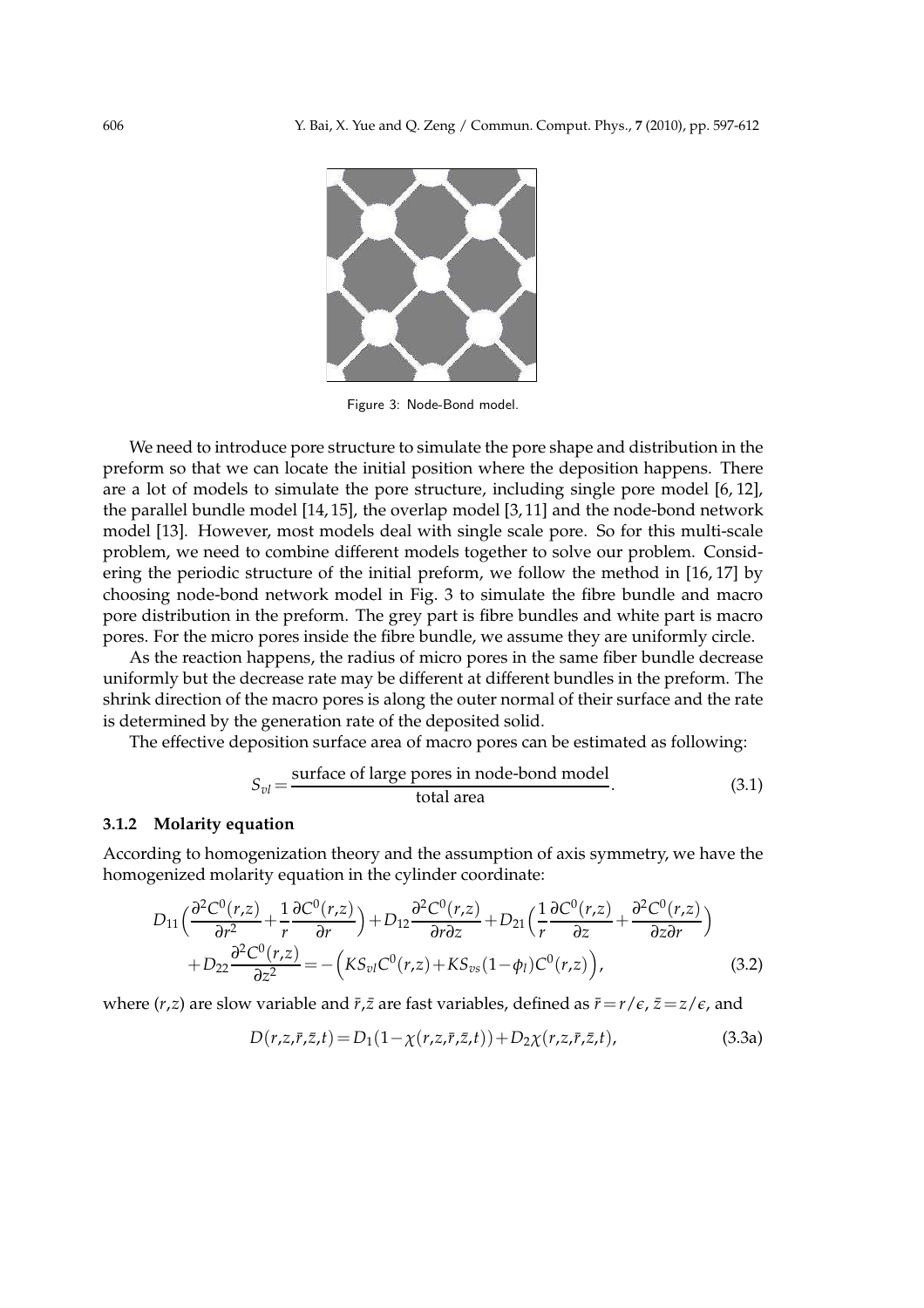Figure 3: Node-Bond model.

We need to introduce pore structure to simulate the pore shape and distribution in the preform so that we can locate the initial position where the deposition happens. There are a lot of models to simulate the pore structure, including single pore model [6, 12], the parallel bundle model [14, 15], the overlap model [3, 11] and the node-bond network model [13]. However, most models deal with single scale pore. So for this multi-scale problem, we need to combine different models together to solve our problem. Considering the periodic structure of the initial preform, we follow the method in [16, 17] by choosing node-bond network model in Fig. 3 to simulate the fibre bundle and macro pore distribution in the preform. The grey part is fibre bundles and white part is macro pores. For the micro pores inside the fibre bundle, we assume they are uniformly circle.

As the reaction happens, the radius of micro pores in the same fiber bundle decrease uniformly but the decrease rate may be different at different bundles in the preform. The shrink direction of the macro pores is along the outer normal of their surface and the rate is determined by the generation rate of the deposited solid.

The effective deposition surface area of macro pores can be estimated as following:

$$S_{vl} = \frac{\text{surface of large pores in node-bond model}}{\text{total area}}. \tag{3.1}$$

### 3.1.2 Molarity equation

According to homogenization theory and the assumption of axis symmetry, we have the homogenized molarity equation in the cylinder coordinate:

$$\begin{aligned} &D_{11}\Big(\frac{\partial^2 C^0(r,z)}{\partial r^2} + \frac{1}{r}\frac{\partial C^0(r,z)}{\partial r}\Big) + D_{12}\frac{\partial^2 C^0(r,z)}{\partial r \partial z} + D_{21}\Big(\frac{1}{r}\frac{\partial C^0(r,z)}{\partial z} + \frac{\partial^2 C^0(r,z)}{\partial z \partial r}\Big) \\ &\quad + D_{22}\frac{\partial^2 C^0(r,z)}{\partial z^2} = -\Big(KS_{vl}C^0(r,z) + KS_{vs}(1-\phi_l)C^0(r,z)\Big), \end{aligned} \tag{3.2}$$

where $(r,z)$ are slow variable and $\bar{r},\bar{z}$ are fast variables, defined as $\bar{r}=r/\epsilon$, $\bar{z}=z/\epsilon$, and

$$D(r,z,\bar{r},\bar{z},t) = D_1(1-\chi(r,z,\bar{r},\bar{z},t)) + D_2\chi(r,z,\bar{r},\bar{z},t), \tag{3.3a}$$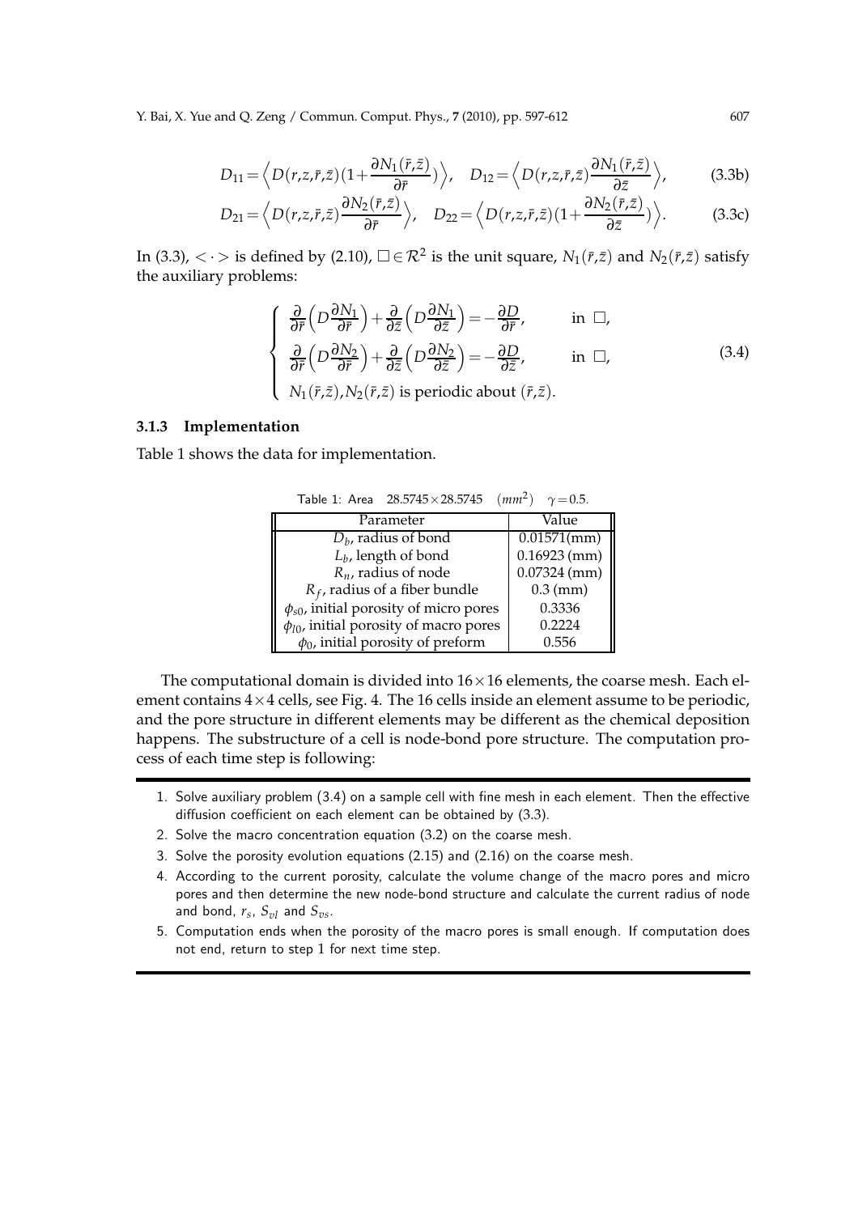$$D_{11}=\Big\langle D(r,z,\bar{r},\bar{z})(1+\frac{\partial N_1(\bar{r},\bar{z})}{\partial \bar{r}})\Big\rangle,\quad D_{12}=\Big\langle D(r,z,\bar{r},\bar{z})\frac{\partial N_1(\bar{r},\bar{z})}{\partial \bar{z}}\Big\rangle, \tag{3.3b}$$

$$D_{21}=\Big\langle D(r,z,\bar{r},\bar{z})\frac{\partial N_2(\bar{r},\bar{z})}{\partial \bar{r}}\Big\rangle,\quad D_{22}=\Big\langle D(r,z,\bar{r},\bar{z})(1+\frac{\partial N_2(\bar{r},\bar{z})}{\partial \bar{z}})\Big\rangle. \tag{3.3c}$$

In (3.3), $<\cdot>$ is defined by (2.10), $\square\in\mathcal{R}^2$ is the unit square, $N_1(\bar{r},\bar{z})$ and $N_2(\bar{r},\bar{z})$ satisfy the auxiliary problems:

$$\begin{cases} \dfrac{\partial}{\partial \bar{r}}\Big(D\dfrac{\partial N_1}{\partial \bar{r}}\Big)+\dfrac{\partial}{\partial \bar{z}}\Big(D\dfrac{\partial N_1}{\partial \bar{z}}\Big)=-\dfrac{\partial D}{\partial \bar{r}}, & \text{in } \square, \\ \dfrac{\partial}{\partial \bar{r}}\Big(D\dfrac{\partial N_2}{\partial \bar{r}}\Big)+\dfrac{\partial}{\partial \bar{z}}\Big(D\dfrac{\partial N_2}{\partial \bar{z}}\Big)=-\dfrac{\partial D}{\partial \bar{z}}, & \text{in } \square, \\ N_1(\bar{r},\bar{z}),N_2(\bar{r},\bar{z}) \text{ is periodic about } (\bar{r},\bar{z}). \end{cases} \tag{3.4}$$

### 3.1.3 Implementation

Table 1 shows the data for implementation.

Table 1: Area $28.5745\times 28.5745$ $(mm^2)$ $\gamma=0.5$.

| Parameter | Value |
|---|---|
| $D_b$, radius of bond | 0.01571(mm) |
| $L_b$, length of bond | 0.16923 (mm) |
| $R_n$, radius of node | 0.07324 (mm) |
| $R_f$, radius of a fiber bundle | 0.3 (mm) |
| $\phi_{s0}$, initial porosity of micro pores | 0.3336 |
| $\phi_{l0}$, initial porosity of macro pores | 0.2224 |
| $\phi_0$, initial porosity of preform | 0.556 |

The computational domain is divided into $16\times 16$ elements, the coarse mesh. Each element contains $4\times 4$ cells, see Fig. 4. The 16 cells inside an element assume to be periodic, and the pore structure in different elements may be different as the chemical deposition happens. The substructure of a cell is node-bond pore structure. The computation process of each time step is following:

1. Solve auxiliary problem (3.4) on a sample cell with fine mesh in each element. Then the effective diffusion coefficient on each element can be obtained by (3.3).
2. Solve the macro concentration equation (3.2) on the coarse mesh.
3. Solve the porosity evolution equations (2.15) and (2.16) on the coarse mesh.
4. According to the current porosity, calculate the volume change of the macro pores and micro pores and then determine the new node-bond structure and calculate the current radius of node and bond, $r_s$, $S_{vl}$ and $S_{vs}$.
5. Computation ends when the porosity of the macro pores is small enough. If computation does not end, return to step 1 for next time step.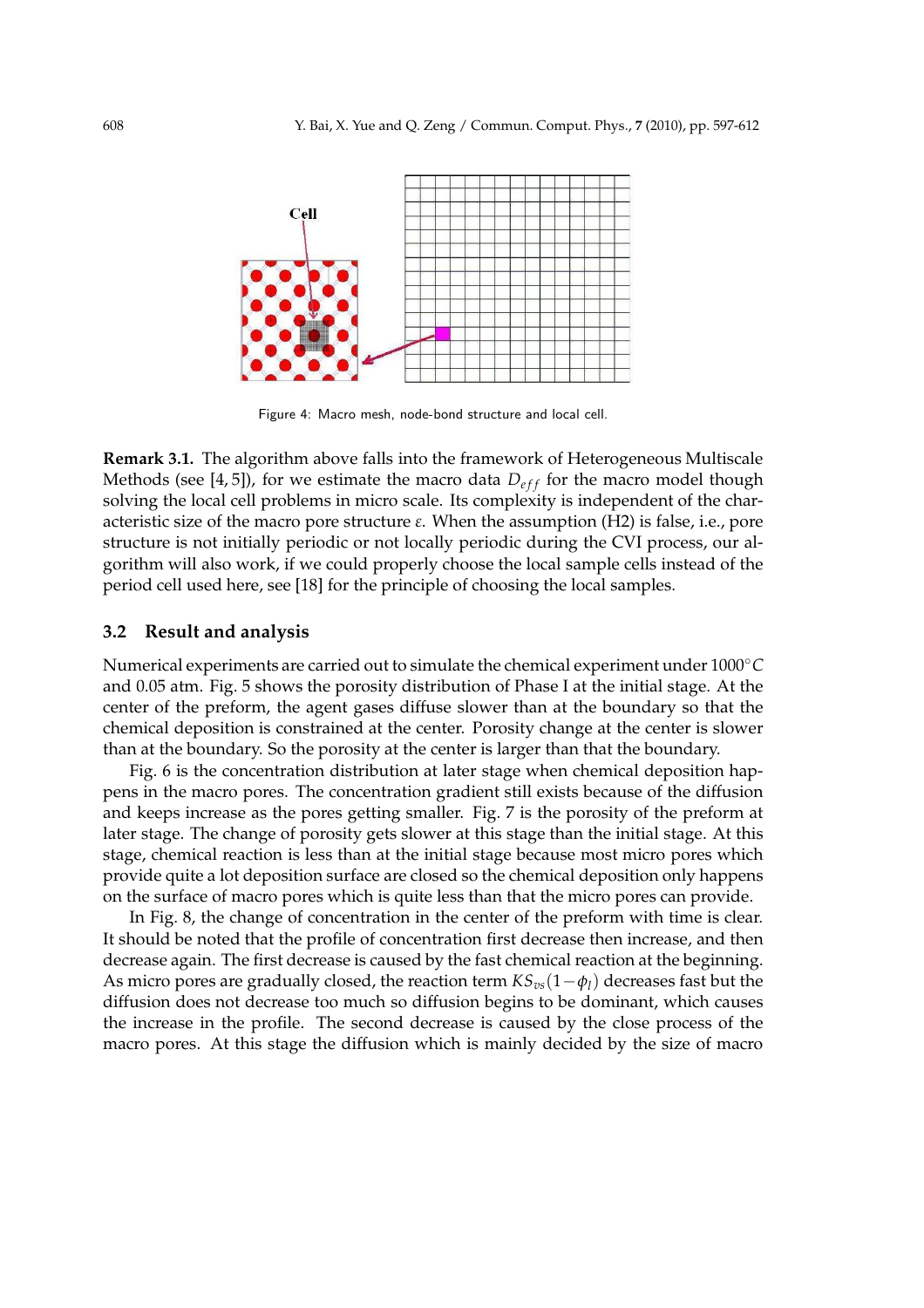Figure 4: Macro mesh, node-bond structure and local cell.

**Remark 3.1.** The algorithm above falls into the framework of Heterogeneous Multiscale Methods (see [4, 5]), for we estimate the macro data $D_{eff}$ for the macro model though solving the local cell problems in micro scale. Its complexity is independent of the characteristic size of the macro pore structure $\varepsilon$. When the assumption (H2) is false, i.e., pore structure is not initially periodic or not locally periodic during the CVI process, our algorithm will also work, if we could properly choose the local sample cells instead of the period cell used here, see [18] for the principle of choosing the local samples.

### 3.2 Result and analysis

Numerical experiments are carried out to simulate the chemical experiment under $1000^{\circ}C$ and 0.05 atm. Fig. 5 shows the porosity distribution of Phase I at the initial stage. At the center of the preform, the agent gases diffuse slower than at the boundary so that the chemical deposition is constrained at the center. Porosity change at the center is slower than at the boundary. So the porosity at the center is larger than that the boundary.

Fig. 6 is the concentration distribution at later stage when chemical deposition happens in the macro pores. The concentration gradient still exists because of the diffusion and keeps increase as the pores getting smaller. Fig. 7 is the porosity of the preform at later stage. The change of porosity gets slower at this stage than the initial stage. At this stage, chemical reaction is less than at the initial stage because most micro pores which provide quite a lot deposition surface are closed so the chemical deposition only happens on the surface of macro pores which is quite less than that the micro pores can provide.

In Fig. 8, the change of concentration in the center of the preform with time is clear. It should be noted that the profile of concentration first decrease then increase, and then decrease again. The first decrease is caused by the fast chemical reaction at the beginning. As micro pores are gradually closed, the reaction term $KS_{vs}(1-\phi_l)$ decreases fast but the diffusion does not decrease too much so diffusion begins to be dominant, which causes the increase in the profile. The second decrease is caused by the close process of the macro pores. At this stage the diffusion which is mainly decided by the size of macro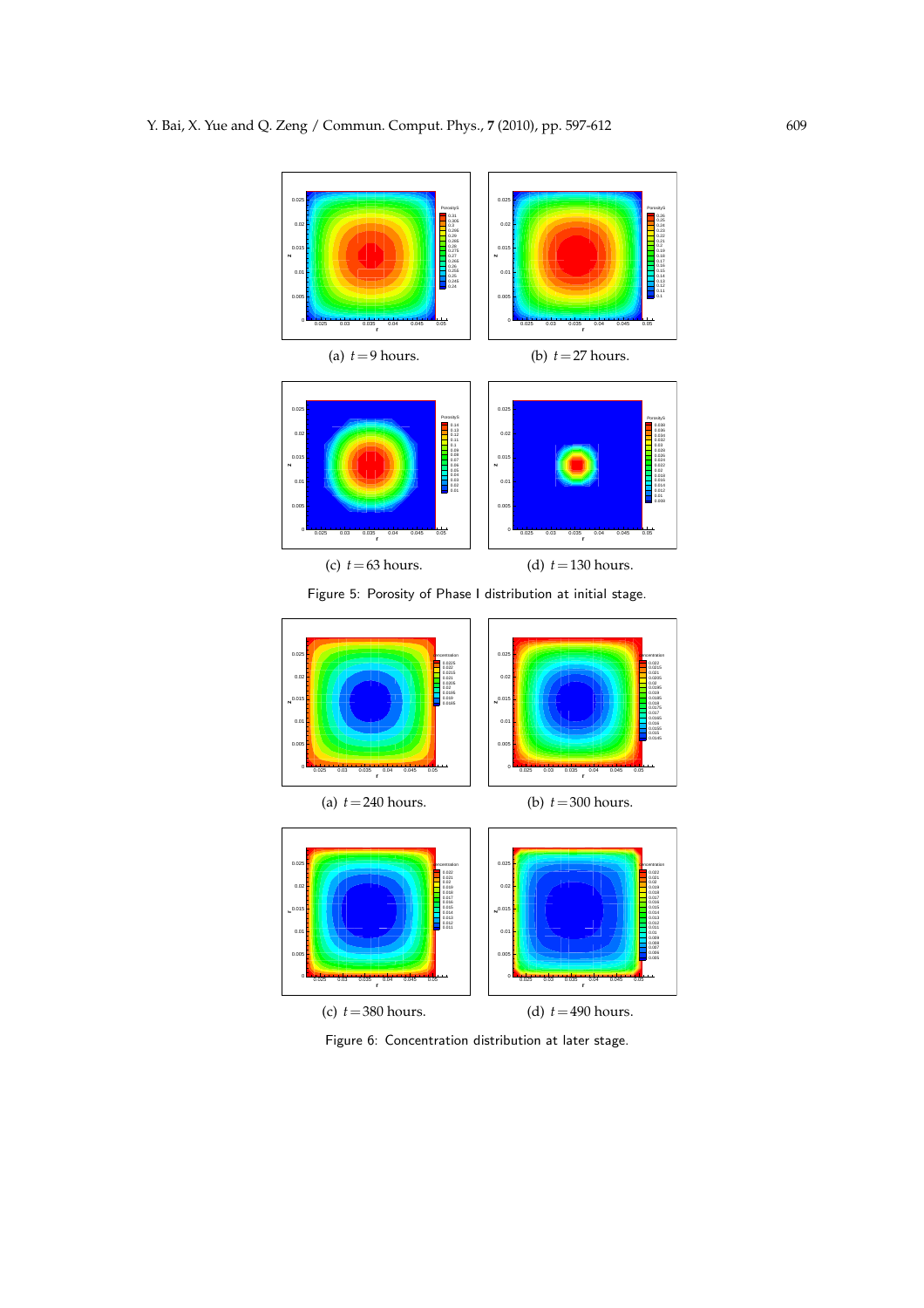(a) $t=9$ hours.

(b) $t=27$ hours.

(c) $t=63$ hours.

(d) $t=130$ hours.

Figure 5: Porosity of Phase I distribution at initial stage.

(a) $t=240$ hours.

(b) $t=300$ hours.

(c) $t=380$ hours.

(d) $t=490$ hours.

Figure 6: Concentration distribution at later stage.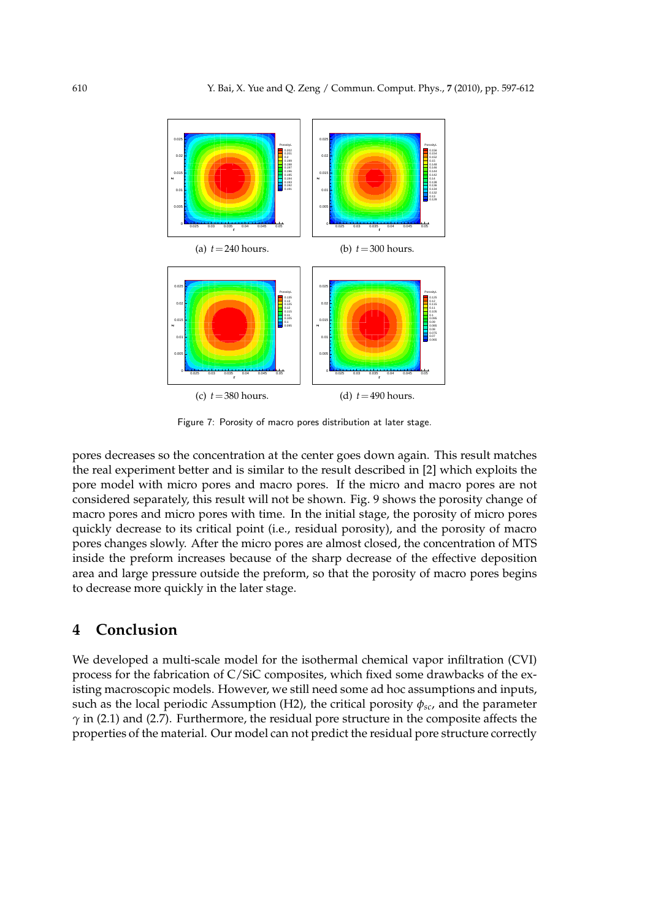(a) $t = 240$ hours.

(b) $t = 300$ hours.

(c) $t = 380$ hours.

(d) $t = 490$ hours.

Figure 7: Porosity of macro pores distribution at later stage.

pores decreases so the concentration at the center goes down again. This result matches the real experiment better and is similar to the result described in [2] which exploits the pore model with micro pores and macro pores. If the micro and macro pores are not considered separately, this result will not be shown. Fig. 9 shows the porosity change of macro pores and micro pores with time. In the initial stage, the porosity of micro pores quickly decrease to its critical point (i.e., residual porosity), and the porosity of macro pores changes slowly. After the micro pores are almost closed, the concentration of MTS inside the preform increases because of the sharp decrease of the effective deposition area and large pressure outside the preform, so that the porosity of macro pores begins to decrease more quickly in the later stage.

## 4 Conclusion

We developed a multi-scale model for the isothermal chemical vapor infiltration (CVI) process for the fabrication of C/SiC composites, which fixed some drawbacks of the existing macroscopic models. However, we still need some ad hoc assumptions and inputs, such as the local periodic Assumption (H2), the critical porosity $\phi_{sc}$, and the parameter $\gamma$ in (2.1) and (2.7). Furthermore, the residual pore structure in the composite affects the properties of the material. Our model can not predict the residual pore structure correctly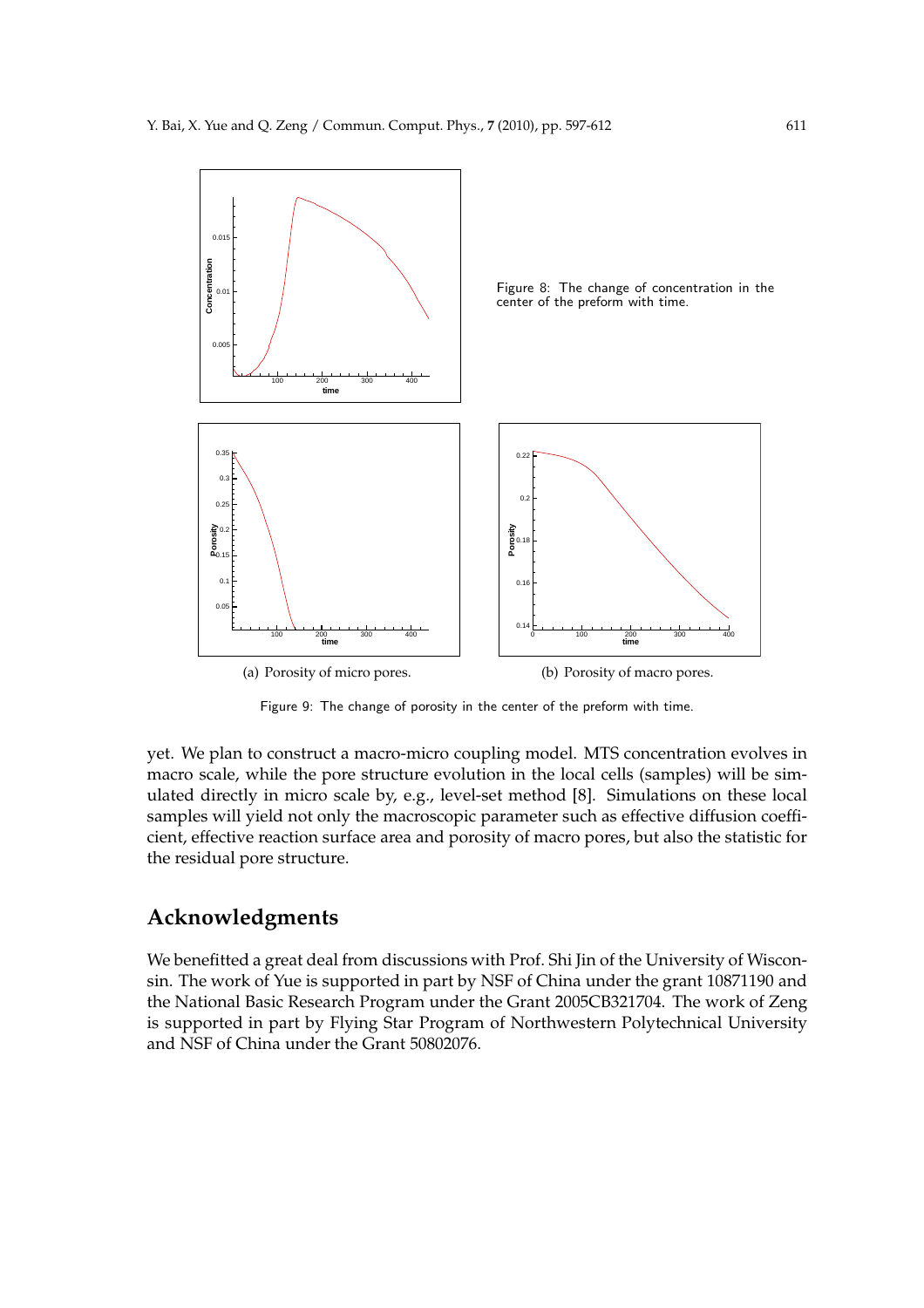Figure 8: The change of concentration in the center of the preform with time.

(a) Porosity of micro pores.

(b) Porosity of macro pores.

Figure 9: The change of porosity in the center of the preform with time.

yet. We plan to construct a macro-micro coupling model. MTS concentration evolves in macro scale, while the pore structure evolution in the local cells (samples) will be simulated directly in micro scale by, e.g., level-set method [8]. Simulations on these local samples will yield not only the macroscopic parameter such as effective diffusion coefficient, effective reaction surface area and porosity of macro pores, but also the statistic for the residual pore structure.

## Acknowledgments

We benefitted a great deal from discussions with Prof. Shi Jin of the University of Wisconsin. The work of Yue is supported in part by NSF of China under the grant 10871190 and the National Basic Research Program under the Grant 2005CB321704. The work of Zeng is supported in part by Flying Star Program of Northwestern Polytechnical University and NSF of China under the Grant 50802076.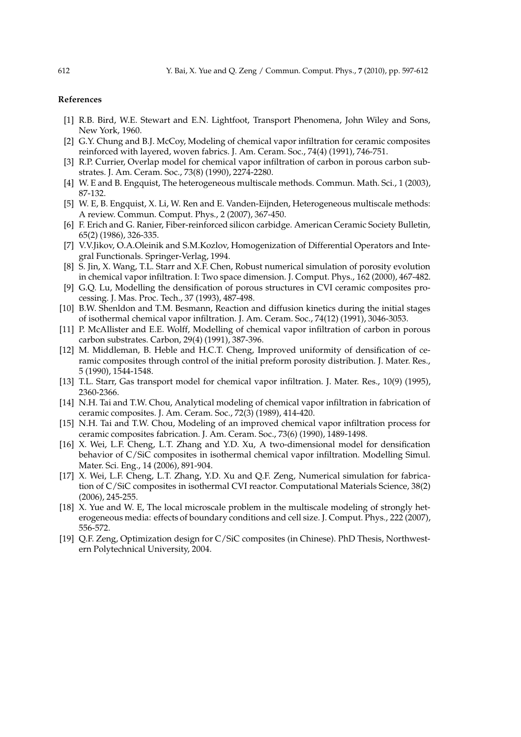## References

[1] R.B. Bird, W.E. Stewart and E.N. Lightfoot, Transport Phenomena, John Wiley and Sons, New York, 1960.

[2] G.Y. Chung and B.J. McCoy, Modeling of chemical vapor infiltration for ceramic composites reinforced with layered, woven fabrics. J. Am. Ceram. Soc., 74(4) (1991), 746-751.

[3] R.P. Currier, Overlap model for chemical vapor infiltration of carbon in porous carbon substrates. J. Am. Ceram. Soc., 73(8) (1990), 2274-2280.

[4] W. E and B. Engquist, The heterogeneous multiscale methods. Commun. Math. Sci., 1 (2003), 87-132.

[5] W. E, B. Engquist, X. Li, W. Ren and E. Vanden-Eijnden, Heterogeneous multiscale methods: A review. Commun. Comput. Phys., 2 (2007), 367-450.

[6] F. Erich and G. Ranier, Fiber-reinforced silicon carbidge. American Ceramic Society Bulletin, 65(2) (1986), 326-335.

[7] V.V.Jikov, O.A.Oleinik and S.M.Kozlov, Homogenization of Differential Operators and Integral Functionals. Springer-Verlag, 1994.

[8] S. Jin, X. Wang, T.L. Starr and X.F. Chen, Robust numerical simulation of porosity evolution in chemical vapor infiltration. I: Two space dimension. J. Comput. Phys., 162 (2000), 467-482.

[9] G.Q. Lu, Modelling the densification of porous structures in CVI ceramic composites processing. J. Mas. Proc. Tech., 37 (1993), 487-498.

[10] B.W. Shenldon and T.M. Besmann, Reaction and diffusion kinetics during the initial stages of isothermal chemical vapor infiltration. J. Am. Ceram. Soc., 74(12) (1991), 3046-3053.

[11] P. McAllister and E.E. Wolff, Modelling of chemical vapor infiltration of carbon in porous carbon substrates. Carbon, 29(4) (1991), 387-396.

[12] M. Middleman, B. Heble and H.C.T. Cheng, Improved uniformity of densification of ceramic composites through control of the initial preform porosity distribution. J. Mater. Res., 5 (1990), 1544-1548.

[13] T.L. Starr, Gas transport model for chemical vapor infiltration. J. Mater. Res., 10(9) (1995), 2360-2366.

[14] N.H. Tai and T.W. Chou, Analytical modeling of chemical vapor infiltration in fabrication of ceramic composites. J. Am. Ceram. Soc., 72(3) (1989), 414-420.

[15] N.H. Tai and T.W. Chou, Modeling of an improved chemical vapor infiltration process for ceramic composites fabrication. J. Am. Ceram. Soc., 73(6) (1990), 1489-1498.

[16] X. Wei, L.F. Cheng, L.T. Zhang and Y.D. Xu, A two-dimensional model for densification behavior of C/SiC composites in isothermal chemical vapor infiltration. Modelling Simul. Mater. Sci. Eng., 14 (2006), 891-904.

[17] X. Wei, L.F. Cheng, L.T. Zhang, Y.D. Xu and Q.F. Zeng, Numerical simulation for fabrication of C/SiC composites in isothermal CVI reactor. Computational Materials Science, 38(2) (2006), 245-255.

[18] X. Yue and W. E, The local microscale problem in the multiscale modeling of strongly heterogeneous media: effects of boundary conditions and cell size. J. Comput. Phys., 222 (2007), 556-572.

[19] Q.F. Zeng, Optimization design for C/SiC composites (in Chinese). PhD Thesis, Northwestern Polytechnical University, 2004.